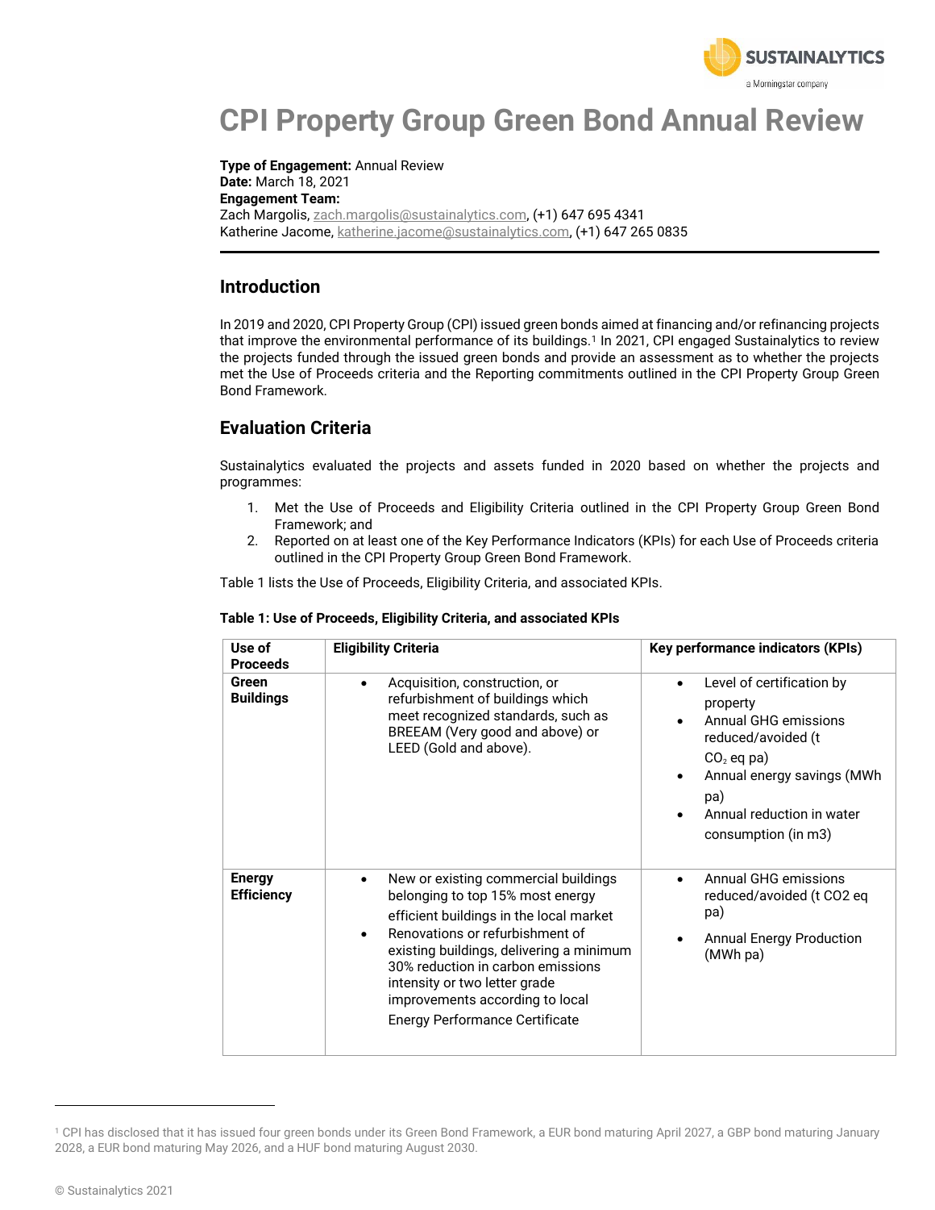# CPI Property Group Green Bond Annual Review

**Type of Engagement:** Annual Review
**Date:** March 18, 2021
**Engagement Team:**
Zach Margolis, zach.margolis@sustainalytics.com, (+1) 647 695 4341
Katherine Jacome, katherine.jacome@sustainalytics.com, (+1) 647 265 0835

## Introduction

In 2019 and 2020, CPI Property Group (CPI) issued green bonds aimed at financing and/or refinancing projects that improve the environmental performance of its buildings.[1] In 2021, CPI engaged Sustainalytics to review the projects funded through the issued green bonds and provide an assessment as to whether the projects met the Use of Proceeds criteria and the Reporting commitments outlined in the CPI Property Group Green Bond Framework.

## Evaluation Criteria

Sustainalytics evaluated the projects and assets funded in 2020 based on whether the projects and programmes:

1. Met the Use of Proceeds and Eligibility Criteria outlined in the CPI Property Group Green Bond Framework; and
2. Reported on at least one of the Key Performance Indicators (KPIs) for each Use of Proceeds criteria outlined in the CPI Property Group Green Bond Framework.

Table 1 lists the Use of Proceeds, Eligibility Criteria, and associated KPIs.

**Table 1: Use of Proceeds, Eligibility Criteria, and associated KPIs**

| Use of Proceeds | Eligibility Criteria | Key performance indicators (KPIs) |
|---|---|---|
| **Green Buildings** | • Acquisition, construction, or refurbishment of buildings which meet recognized standards, such as BREEAM (Very good and above) or LEED (Gold and above). | • Level of certification by property<br>• Annual GHG emissions reduced/avoided (t $CO_2$ eq pa)<br>• Annual energy savings (MWh pa)<br>• Annual reduction in water consumption (in m3) |
| **Energy Efficiency** | • New or existing commercial buildings belonging to top 15% most energy efficient buildings in the local market<br>• Renovations or refurbishment of existing buildings, delivering a minimum 30% reduction in carbon emissions intensity or two letter grade improvements according to local Energy Performance Certificate | • Annual GHG emissions reduced/avoided (t CO2 eq pa)<br>• Annual Energy Production (MWh pa) |

[1] CPI has disclosed that it has issued four green bonds under its Green Bond Framework, a EUR bond maturing April 2027, a GBP bond maturing January 2028, a EUR bond maturing May 2026, and a HUF bond maturing August 2030.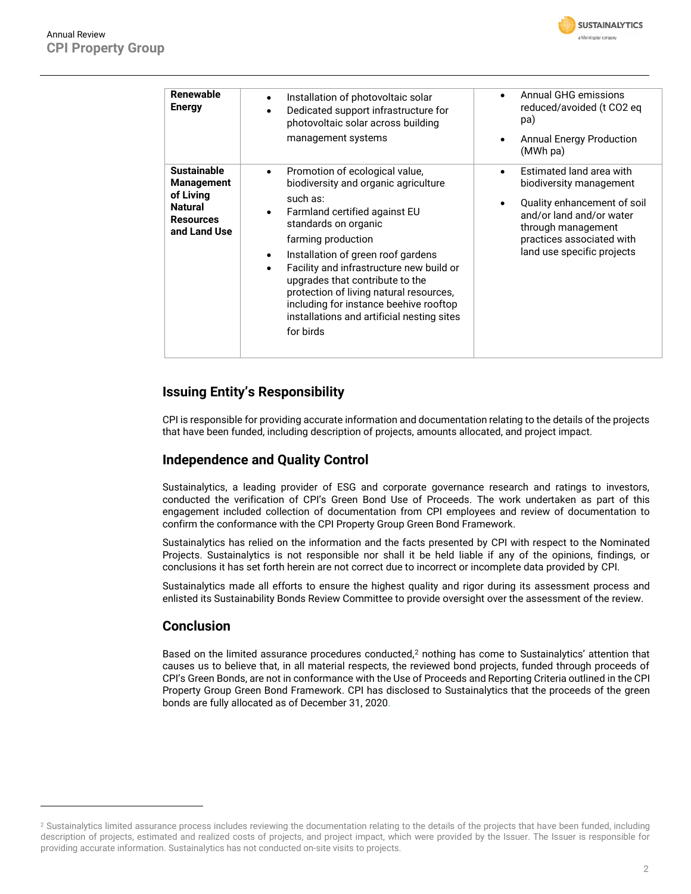| | | |
|---|---|---|
| **Renewable Energy** | • Installation of photovoltaic solar<br>• Dedicated support infrastructure for photovoltaic solar across building management systems | • Annual GHG emissions reduced/avoided (t $CO_2$ eq pa)<br>• Annual Energy Production (MWh pa) |
| **Sustainable Management of Living Natural Resources and Land Use** | • Promotion of ecological value, biodiversity and organic agriculture such as:<br>• Farmland certified against EU standards on organic farming production<br>• Installation of green roof gardens<br>• Facility and infrastructure new build or upgrades that contribute to the protection of living natural resources, including for instance beehive rooftop installations and artificial nesting sites for birds | • Estimated land area with biodiversity management<br>• Quality enhancement of soil and/or land and/or water through management practices associated with land use specific projects |

## Issuing Entity's Responsibility

CPI is responsible for providing accurate information and documentation relating to the details of the projects that have been funded, including description of projects, amounts allocated, and project impact.

## Independence and Quality Control

Sustainalytics, a leading provider of ESG and corporate governance research and ratings to investors, conducted the verification of CPI's Green Bond Use of Proceeds. The work undertaken as part of this engagement included collection of documentation from CPI employees and review of documentation to confirm the conformance with the CPI Property Group Green Bond Framework.

Sustainalytics has relied on the information and the facts presented by CPI with respect to the Nominated Projects. Sustainalytics is not responsible nor shall it be held liable if any of the opinions, findings, or conclusions it has set forth herein are not correct due to incorrect or incomplete data provided by CPI.

Sustainalytics made all efforts to ensure the highest quality and rigor during its assessment process and enlisted its Sustainability Bonds Review Committee to provide oversight over the assessment of the review.

## Conclusion

Based on the limited assurance procedures conducted,[2] nothing has come to Sustainalytics' attention that causes us to believe that, in all material respects, the reviewed bond projects, funded through proceeds of CPI's Green Bonds, are not in conformance with the Use of Proceeds and Reporting Criteria outlined in the CPI Property Group Green Bond Framework. CPI has disclosed to Sustainalytics that the proceeds of the green bonds are fully allocated as of December 31, 2020.

[2] Sustainalytics limited assurance process includes reviewing the documentation relating to the details of the projects that have been funded, including description of projects, estimated and realized costs of projects, and project impact, which were provided by the Issuer. The Issuer is responsible for providing accurate information. Sustainalytics has not conducted on-site visits to projects.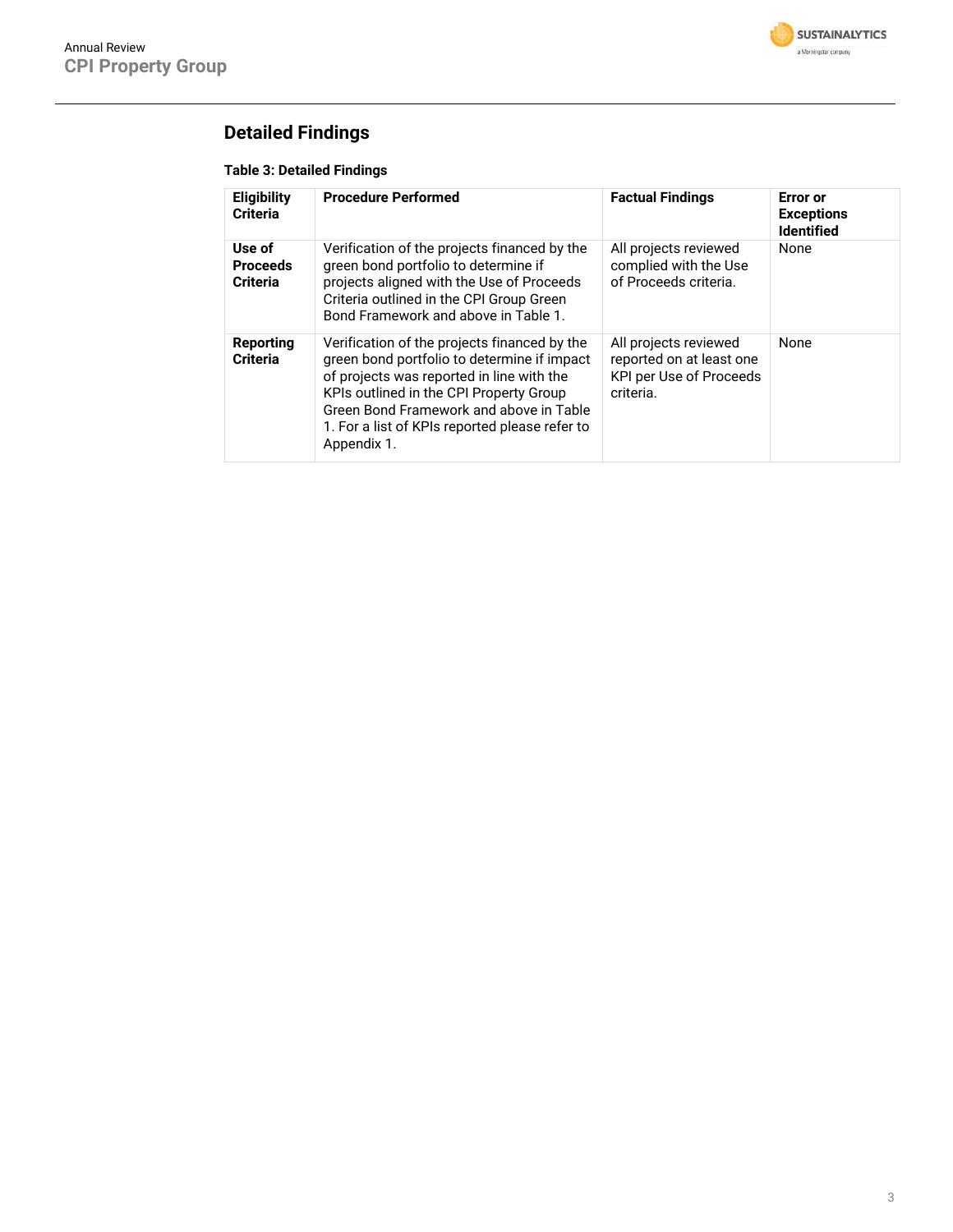## Detailed Findings

**Table 3: Detailed Findings**

| Eligibility Criteria | Procedure Performed | Factual Findings | Error or Exceptions Identified |
|---|---|---|---|
| **Use of Proceeds Criteria** | Verification of the projects financed by the green bond portfolio to determine if projects aligned with the Use of Proceeds Criteria outlined in the CPI Group Green Bond Framework and above in Table 1. | All projects reviewed complied with the Use of Proceeds criteria. | None |
| **Reporting Criteria** | Verification of the projects financed by the green bond portfolio to determine if impact of projects was reported in line with the KPIs outlined in the CPI Property Group Green Bond Framework and above in Table 1. For a list of KPIs reported please refer to Appendix 1. | All projects reviewed reported on at least one KPI per Use of Proceeds criteria. | None |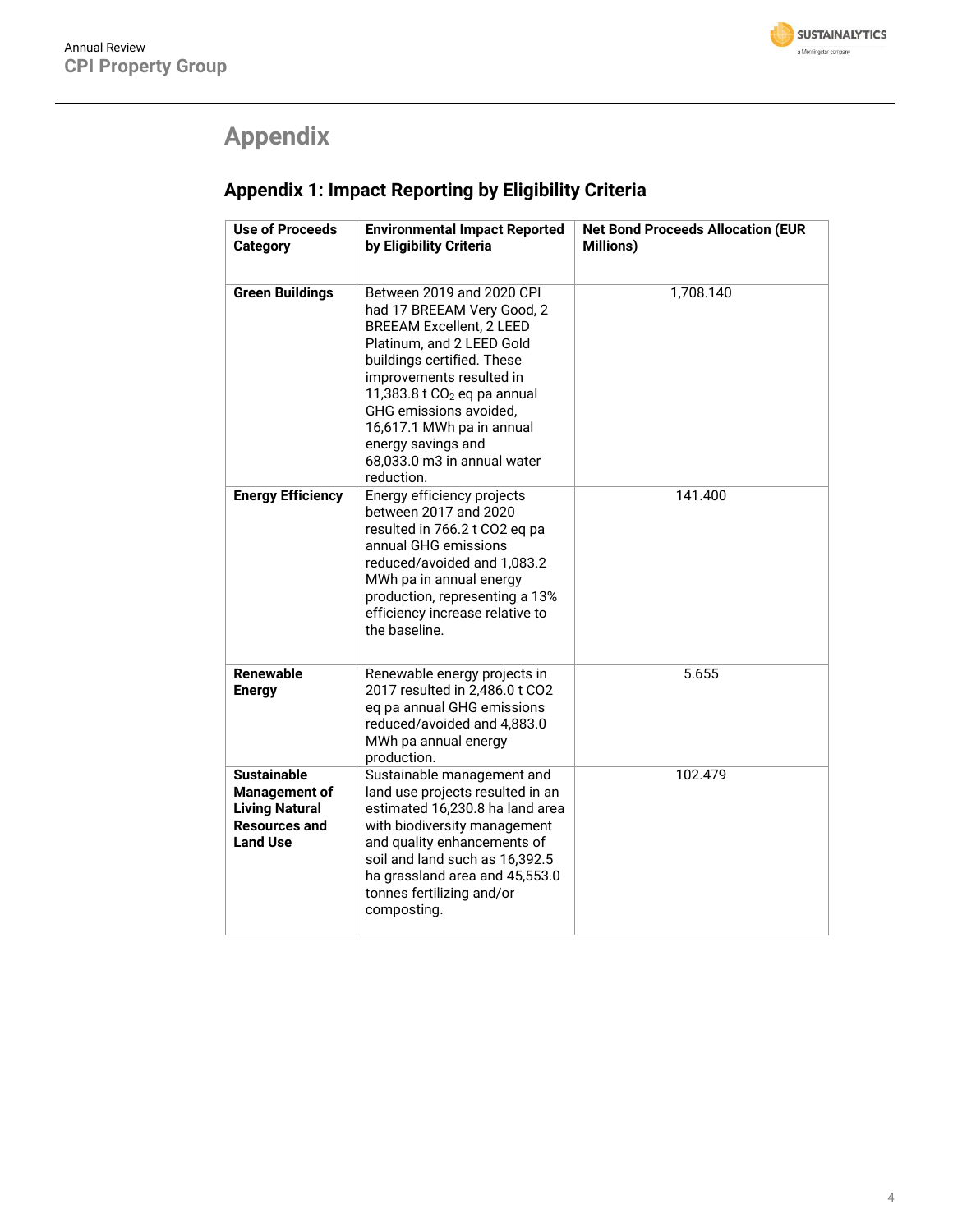# Appendix

## Appendix 1: Impact Reporting by Eligibility Criteria

| Use of Proceeds Category | Environmental Impact Reported by Eligibility Criteria | Net Bond Proceeds Allocation (EUR Millions) |
|---|---|---|
| **Green Buildings** | Between 2019 and 2020 CPI had 17 BREEAM Very Good, 2 BREEAM Excellent, 2 LEED Platinum, and 2 LEED Gold buildings certified. These improvements resulted in 11,383.8 t $CO_2$ eq pa annual GHG emissions avoided, 16,617.1 MWh pa in annual energy savings and 68,033.0 m3 in annual water reduction. | 1,708.140 |
| **Energy Efficiency** | Energy efficiency projects between 2017 and 2020 resulted in 766.2 t CO2 eq pa annual GHG emissions reduced/avoided and 1,083.2 MWh pa in annual energy production, representing a 13% efficiency increase relative to the baseline. | 141.400 |
| **Renewable Energy** | Renewable energy projects in 2017 resulted in 2,486.0 t CO2 eq pa annual GHG emissions reduced/avoided and 4,883.0 MWh pa annual energy production. | 5.655 |
| **Sustainable Management of Living Natural Resources and Land Use** | Sustainable management and land use projects resulted in an estimated 16,230.8 ha land area with biodiversity management and quality enhancements of soil and land such as 16,392.5 ha grassland area and 45,553.0 tonnes fertilizing and/or composting. | 102.479 |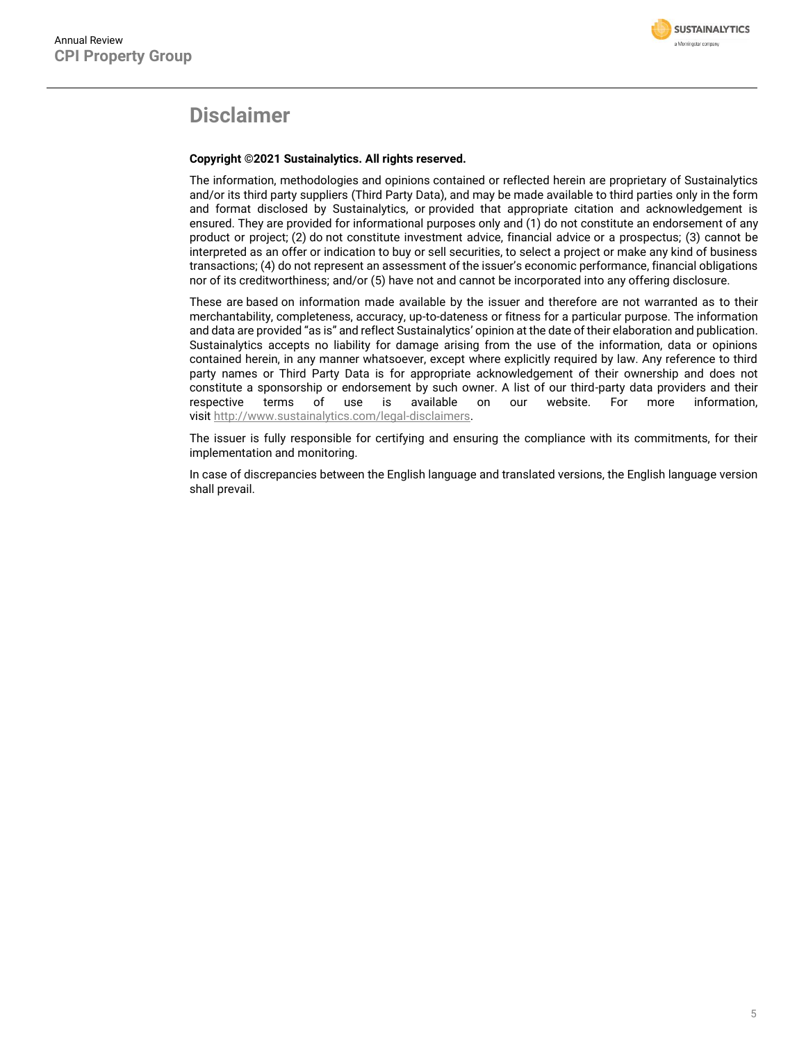# Disclaimer

**Copyright ©2021 Sustainalytics. All rights reserved.**

The information, methodologies and opinions contained or reflected herein are proprietary of Sustainalytics and/or its third party suppliers (Third Party Data), and may be made available to third parties only in the form and format disclosed by Sustainalytics, or provided that appropriate citation and acknowledgement is ensured. They are provided for informational purposes only and (1) do not constitute an endorsement of any product or project; (2) do not constitute investment advice, financial advice or a prospectus; (3) cannot be interpreted as an offer or indication to buy or sell securities, to select a project or make any kind of business transactions; (4) do not represent an assessment of the issuer's economic performance, financial obligations nor of its creditworthiness; and/or (5) have not and cannot be incorporated into any offering disclosure.

These are based on information made available by the issuer and therefore are not warranted as to their merchantability, completeness, accuracy, up-to-dateness or fitness for a particular purpose. The information and data are provided "as is" and reflect Sustainalytics' opinion at the date of their elaboration and publication. Sustainalytics accepts no liability for damage arising from the use of the information, data or opinions contained herein, in any manner whatsoever, except where explicitly required by law. Any reference to third party names or Third Party Data is for appropriate acknowledgement of their ownership and does not constitute a sponsorship or endorsement by such owner. A list of our third-party data providers and their respective terms of use is available on our website. For more information, visit http://www.sustainalytics.com/legal-disclaimers.

The issuer is fully responsible for certifying and ensuring the compliance with its commitments, for their implementation and monitoring.

In case of discrepancies between the English language and translated versions, the English language version shall prevail.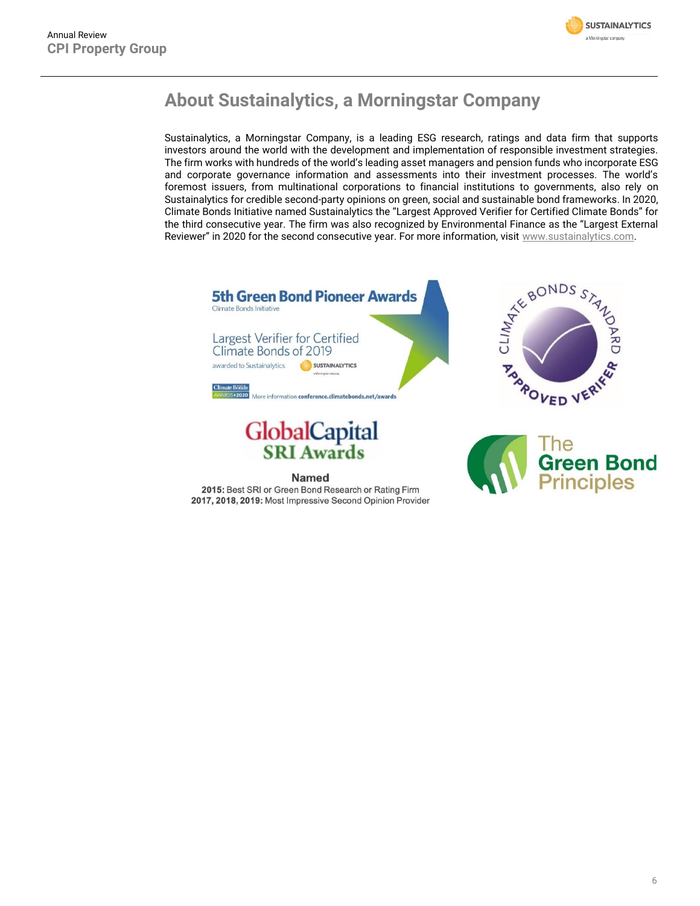## About Sustainalytics, a Morningstar Company

Sustainalytics, a Morningstar Company, is a leading ESG research, ratings and data firm that supports investors around the world with the development and implementation of responsible investment strategies. The firm works with hundreds of the world's leading asset managers and pension funds who incorporate ESG and corporate governance information and assessments into their investment processes. The world's foremost issuers, from multinational corporations to financial institutions to governments, also rely on Sustainalytics for credible second-party opinions on green, social and sustainable bond frameworks. In 2020, Climate Bonds Initiative named Sustainalytics the "Largest Approved Verifier for Certified Climate Bonds" for the third consecutive year. The firm was also recognized by Environmental Finance as the "Largest External Reviewer" in 2020 for the second consecutive year. For more information, visit www.sustainalytics.com.

5th Green Bond Pioneer Awards
Climate Bonds Initiative

Largest Verifier for Certified Climate Bonds of 2019
awarded to Sustainalytics

More information conference.climatebonds.net/awards

Climate Bonds Standard Approved Verifier

GlobalCapital SRI Awards

**Named**
**2015:** Best SRI or Green Bond Research or Rating Firm
**2017, 2018, 2019:** Most Impressive Second Opinion Provider

The Green Bond Principles